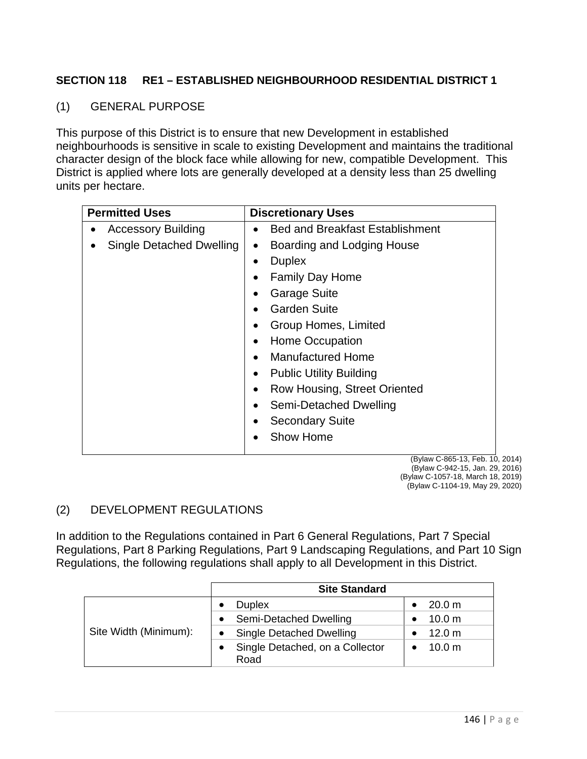## SECTION 118 RE1 – ESTABLISHED NEIGHBOURHOOD RESIDENTIAL DISTRICT 1

### (1) GENERAL PURPOSE

This purpose of this District is to ensure that new Development in established neighbourhoods is sensitive in scale to existing Development and maintains the traditional character design of the block face while allowing for new, compatible Development. This District is applied where lots are generally developed at a density less than 25 dwelling units per hectare.

| Permitted Uses | Discretionary Uses |
| --- | --- |
| • Accessory Building<br>• Single Detached Dwelling | • Bed and Breakfast Establishment<br>• Boarding and Lodging House<br>• Duplex<br>• Family Day Home<br>• Garage Suite<br>• Garden Suite<br>• Group Homes, Limited<br>• Home Occupation<br>• Manufactured Home<br>• Public Utility Building<br>• Row Housing, Street Oriented<br>• Semi-Detached Dwelling<br>• Secondary Suite<br>• Show Home |

(Bylaw C-865-13, Feb. 10, 2014)
(Bylaw C-942-15, Jan. 29, 2016)
(Bylaw C-1057-18, March 18, 2019)
(Bylaw C-1104-19, May 29, 2020)

### (2) DEVELOPMENT REGULATIONS

In addition to the Regulations contained in Part 6 General Regulations, Part 7 Special Regulations, Part 8 Parking Regulations, Part 9 Landscaping Regulations, and Part 10 Sign Regulations, the following regulations shall apply to all Development in this District.

| | Site Standard | |
| --- | --- | --- |
| Site Width (Minimum): | • Duplex | • 20.0 m |
| | • Semi-Detached Dwelling | • 10.0 m |
| | • Single Detached Dwelling | • 12.0 m |
| | • Single Detached, on a Collector Road | • 10.0 m |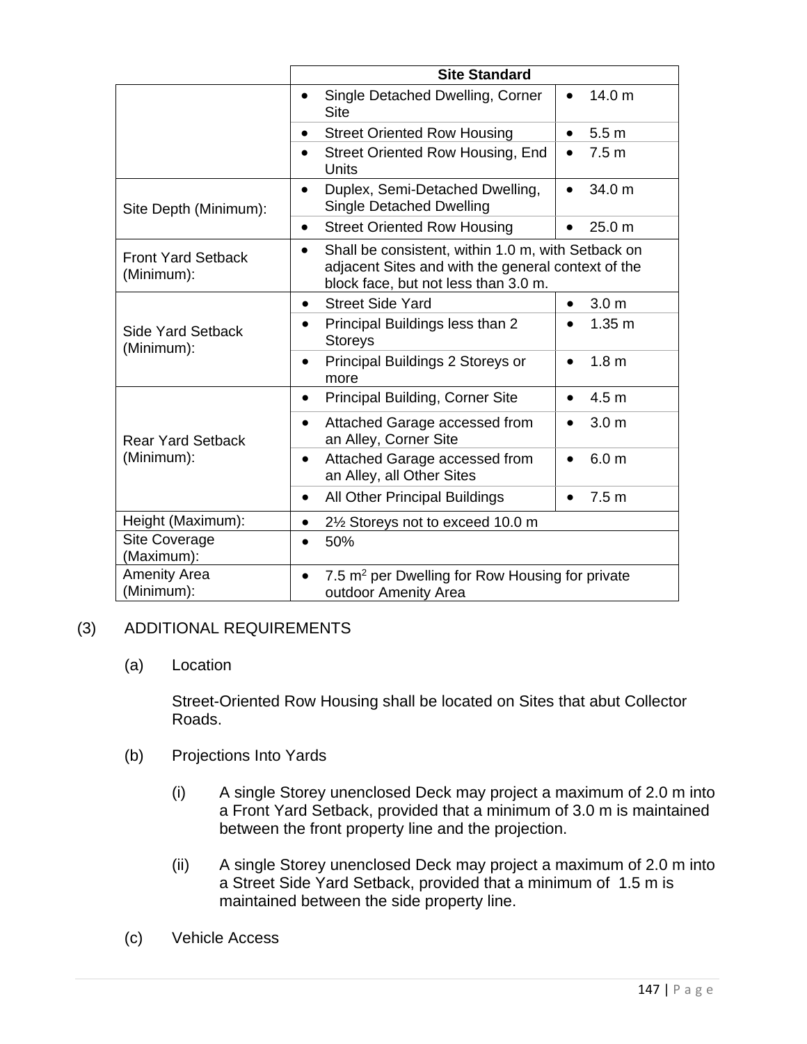| | Site Standard | |
|---|---|---|
| | • Single Detached Dwelling, Corner Site | • 14.0 m |
| | • Street Oriented Row Housing | • 5.5 m |
| | • Street Oriented Row Housing, End Units | • 7.5 m |
| Site Depth (Minimum): | • Duplex, Semi-Detached Dwelling, Single Detached Dwelling | • 34.0 m |
| | • Street Oriented Row Housing | • 25.0 m |
| Front Yard Setback (Minimum): | • Shall be consistent, within 1.0 m, with Setback on adjacent Sites and with the general context of the block face, but not less than 3.0 m. | |
| Side Yard Setback (Minimum): | • Street Side Yard | • 3.0 m |
| | • Principal Buildings less than 2 Storeys | • 1.35 m |
| | • Principal Buildings 2 Storeys or more | • 1.8 m |
| Rear Yard Setback (Minimum): | • Principal Building, Corner Site | • 4.5 m |
| | • Attached Garage accessed from an Alley, Corner Site | • 3.0 m |
| | • Attached Garage accessed from an Alley, all Other Sites | • 6.0 m |
| | • All Other Principal Buildings | • 7.5 m |
| Height (Maximum): | • 2½ Storeys not to exceed 10.0 m | |
| Site Coverage (Maximum): | • 50% | |
| Amenity Area (Minimum): | • 7.5 $m^2$ per Dwelling for Row Housing for private outdoor Amenity Area | |

(3) ADDITIONAL REQUIREMENTS

(a) Location

Street-Oriented Row Housing shall be located on Sites that abut Collector Roads.

(b) Projections Into Yards

(i) A single Storey unenclosed Deck may project a maximum of 2.0 m into a Front Yard Setback, provided that a minimum of 3.0 m is maintained between the front property line and the projection.

(ii) A single Storey unenclosed Deck may project a maximum of 2.0 m into a Street Side Yard Setback, provided that a minimum of 1.5 m is maintained between the side property line.

(c) Vehicle Access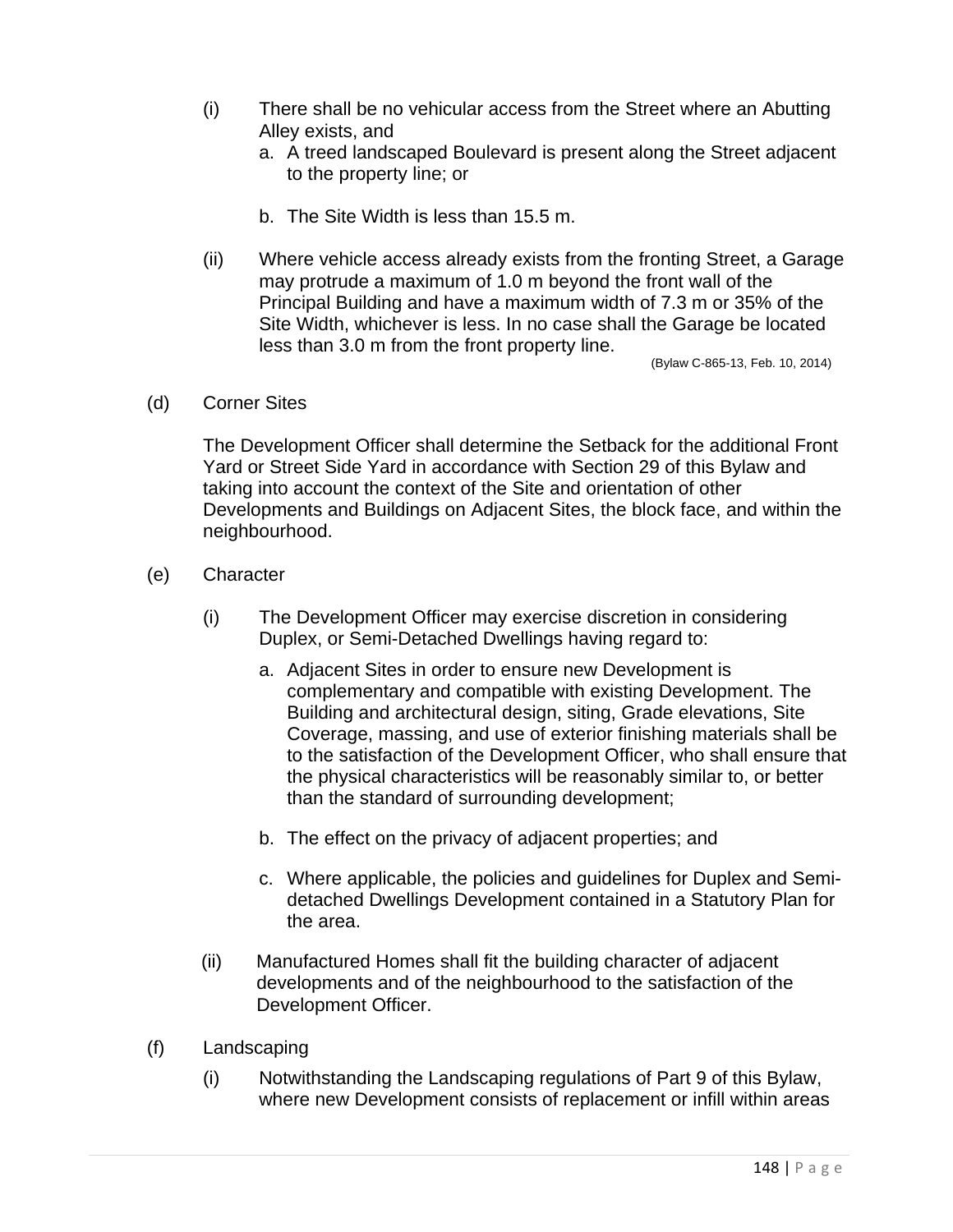(i) There shall be no vehicular access from the Street where an Abutting Alley exists, and

   a. A treed landscaped Boulevard is present along the Street adjacent to the property line; or

   b. The Site Width is less than 15.5 m.

(ii) Where vehicle access already exists from the fronting Street, a Garage may protrude a maximum of 1.0 m beyond the front wall of the Principal Building and have a maximum width of 7.3 m or 35% of the Site Width, whichever is less. In no case shall the Garage be located less than 3.0 m from the front property line.

(Bylaw C-865-13, Feb. 10, 2014)

(d) Corner Sites

The Development Officer shall determine the Setback for the additional Front Yard or Street Side Yard in accordance with Section 29 of this Bylaw and taking into account the context of the Site and orientation of other Developments and Buildings on Adjacent Sites, the block face, and within the neighbourhood.

(e) Character

(i) The Development Officer may exercise discretion in considering Duplex, or Semi-Detached Dwellings having regard to:

   a. Adjacent Sites in order to ensure new Development is complementary and compatible with existing Development. The Building and architectural design, siting, Grade elevations, Site Coverage, massing, and use of exterior finishing materials shall be to the satisfaction of the Development Officer, who shall ensure that the physical characteristics will be reasonably similar to, or better than the standard of surrounding development;

   b. The effect on the privacy of adjacent properties; and

   c. Where applicable, the policies and guidelines for Duplex and Semi-detached Dwellings Development contained in a Statutory Plan for the area.

(ii) Manufactured Homes shall fit the building character of adjacent developments and of the neighbourhood to the satisfaction of the Development Officer.

(f) Landscaping

(i) Notwithstanding the Landscaping regulations of Part 9 of this Bylaw, where new Development consists of replacement or infill within areas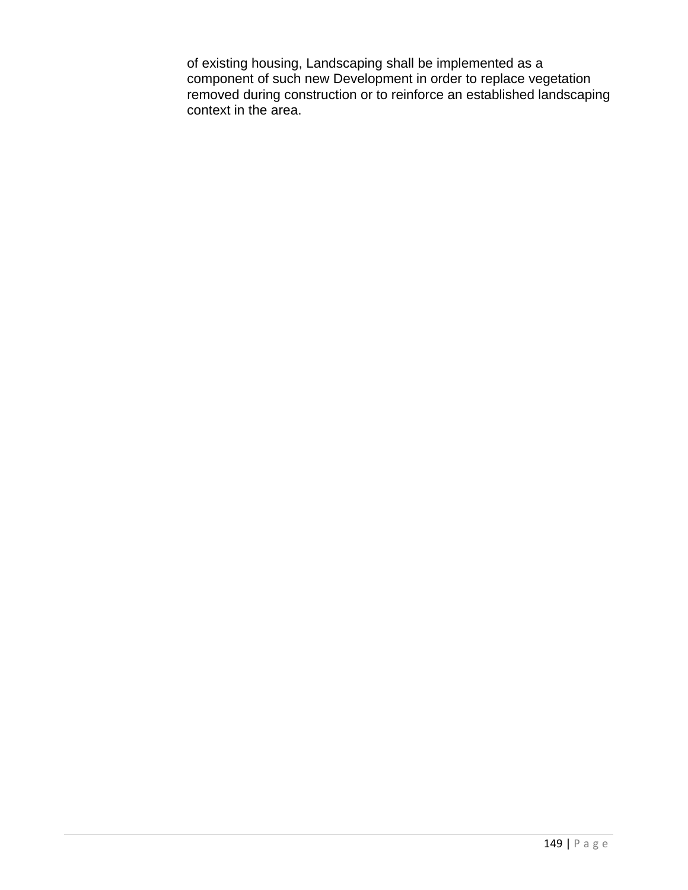of existing housing, Landscaping shall be implemented as a component of such new Development in order to replace vegetation removed during construction or to reinforce an established landscaping context in the area.